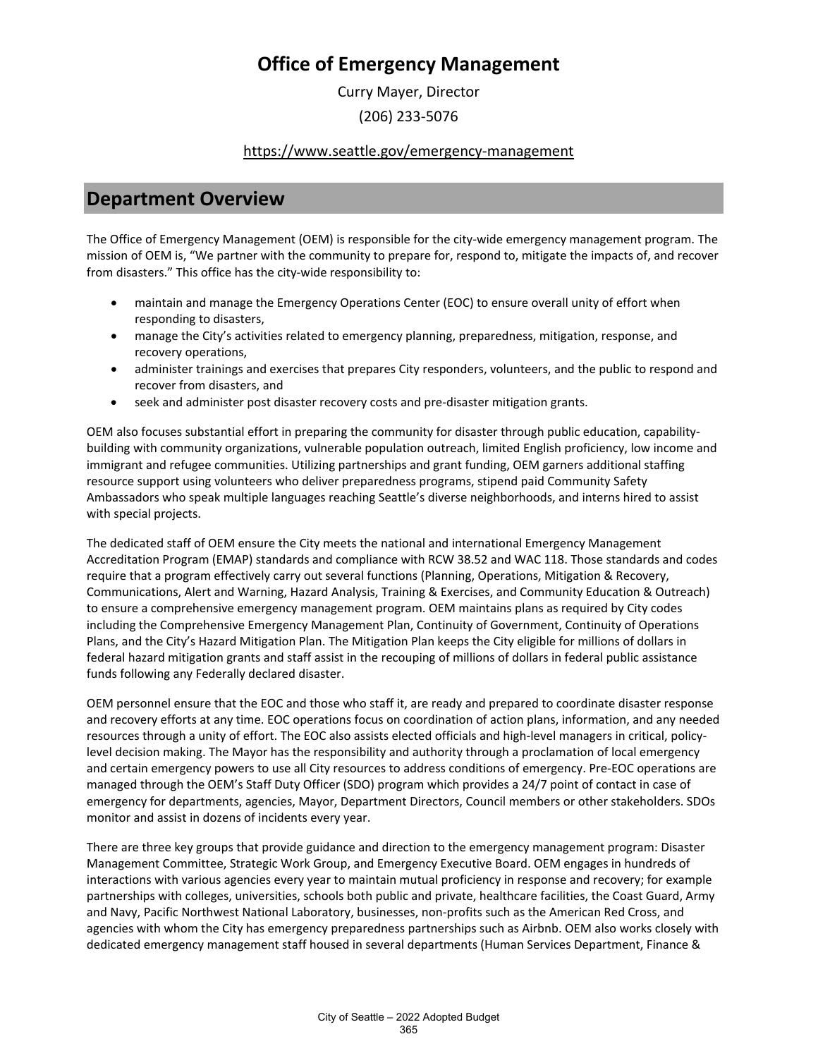# Office of Emergency Management

Curry Mayer, Director

(206) 233-5076

https://www.seattle.gov/emergency-management

## Department Overview

The Office of Emergency Management (OEM) is responsible for the city-wide emergency management program. The mission of OEM is, "We partner with the community to prepare for, respond to, mitigate the impacts of, and recover from disasters." This office has the city-wide responsibility to:

- maintain and manage the Emergency Operations Center (EOC) to ensure overall unity of effort when responding to disasters,
- manage the City's activities related to emergency planning, preparedness, mitigation, response, and recovery operations,
- administer trainings and exercises that prepares City responders, volunteers, and the public to respond and recover from disasters, and
- seek and administer post disaster recovery costs and pre-disaster mitigation grants.

OEM also focuses substantial effort in preparing the community for disaster through public education, capability-building with community organizations, vulnerable population outreach, limited English proficiency, low income and immigrant and refugee communities. Utilizing partnerships and grant funding, OEM garners additional staffing resource support using volunteers who deliver preparedness programs, stipend paid Community Safety Ambassadors who speak multiple languages reaching Seattle's diverse neighborhoods, and interns hired to assist with special projects.

The dedicated staff of OEM ensure the City meets the national and international Emergency Management Accreditation Program (EMAP) standards and compliance with RCW 38.52 and WAC 118. Those standards and codes require that a program effectively carry out several functions (Planning, Operations, Mitigation & Recovery, Communications, Alert and Warning, Hazard Analysis, Training & Exercises, and Community Education & Outreach) to ensure a comprehensive emergency management program. OEM maintains plans as required by City codes including the Comprehensive Emergency Management Plan, Continuity of Government, Continuity of Operations Plans, and the City's Hazard Mitigation Plan. The Mitigation Plan keeps the City eligible for millions of dollars in federal hazard mitigation grants and staff assist in the recouping of millions of dollars in federal public assistance funds following any Federally declared disaster.

OEM personnel ensure that the EOC and those who staff it, are ready and prepared to coordinate disaster response and recovery efforts at any time. EOC operations focus on coordination of action plans, information, and any needed resources through a unity of effort. The EOC also assists elected officials and high-level managers in critical, policy-level decision making. The Mayor has the responsibility and authority through a proclamation of local emergency and certain emergency powers to use all City resources to address conditions of emergency. Pre-EOC operations are managed through the OEM's Staff Duty Officer (SDO) program which provides a 24/7 point of contact in case of emergency for departments, agencies, Mayor, Department Directors, Council members or other stakeholders. SDOs monitor and assist in dozens of incidents every year.

There are three key groups that provide guidance and direction to the emergency management program: Disaster Management Committee, Strategic Work Group, and Emergency Executive Board. OEM engages in hundreds of interactions with various agencies every year to maintain mutual proficiency in response and recovery; for example partnerships with colleges, universities, schools both public and private, healthcare facilities, the Coast Guard, Army and Navy, Pacific Northwest National Laboratory, businesses, non-profits such as the American Red Cross, and agencies with whom the City has emergency preparedness partnerships such as Airbnb. OEM also works closely with dedicated emergency management staff housed in several departments (Human Services Department, Finance &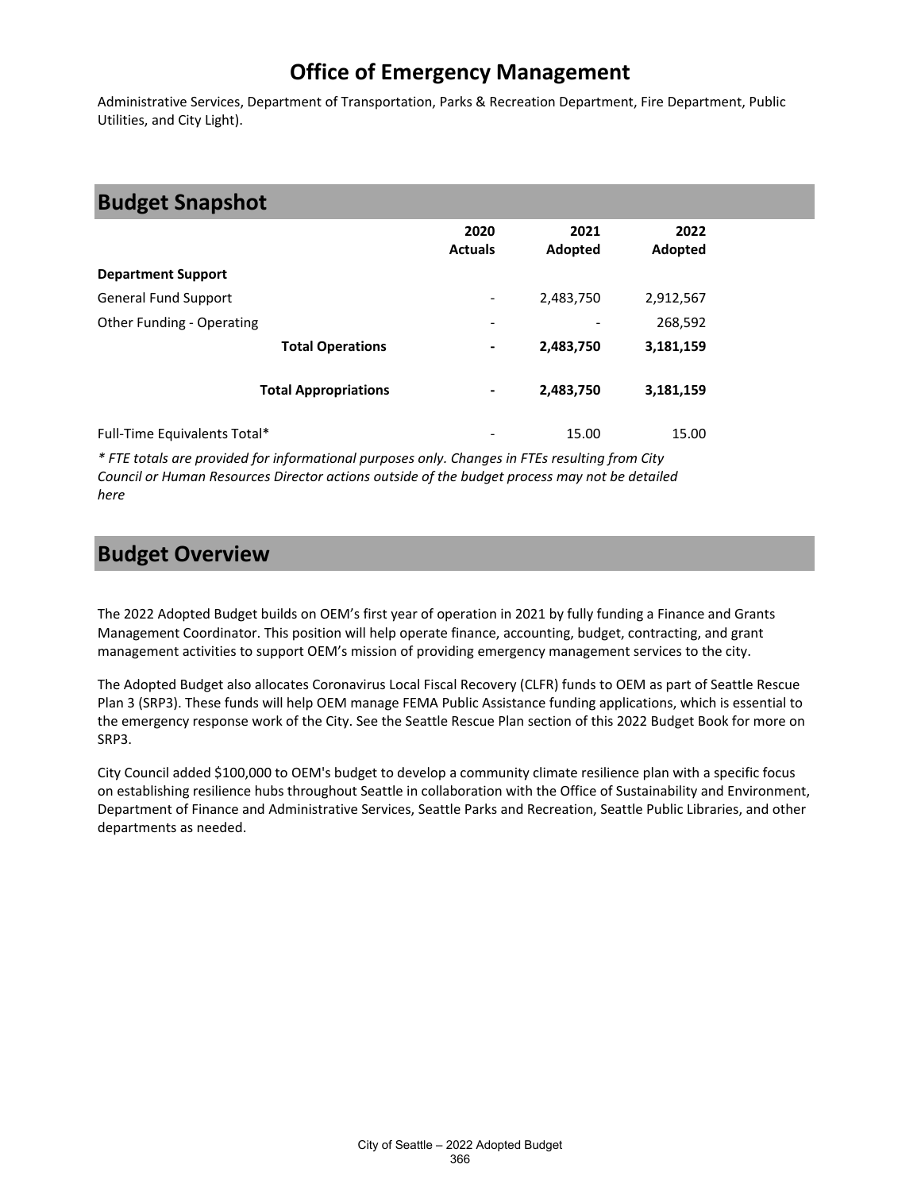# Office of Emergency Management

Administrative Services, Department of Transportation, Parks & Recreation Department, Fire Department, Public Utilities, and City Light).

## Budget Snapshot

| | 2020 Actuals | 2021 Adopted | 2022 Adopted |
|---|---|---|---|
| **Department Support** | | | |
| General Fund Support | - | 2,483,750 | 2,912,567 |
| Other Funding - Operating | - | - | 268,592 |
| **Total Operations** | **-** | **2,483,750** | **3,181,159** |
| **Total Appropriations** | **-** | **2,483,750** | **3,181,159** |
| Full-Time Equivalents Total* | - | 15.00 | 15.00 |

*\* FTE totals are provided for informational purposes only. Changes in FTEs resulting from City Council or Human Resources Director actions outside of the budget process may not be detailed here*

## Budget Overview

The 2022 Adopted Budget builds on OEM's first year of operation in 2021 by fully funding a Finance and Grants Management Coordinator. This position will help operate finance, accounting, budget, contracting, and grant management activities to support OEM's mission of providing emergency management services to the city.

The Adopted Budget also allocates Coronavirus Local Fiscal Recovery (CLFR) funds to OEM as part of Seattle Rescue Plan 3 (SRP3). These funds will help OEM manage FEMA Public Assistance funding applications, which is essential to the emergency response work of the City. See the Seattle Rescue Plan section of this 2022 Budget Book for more on SRP3.

City Council added $100,000 to OEM's budget to develop a community climate resilience plan with a specific focus on establishing resilience hubs throughout Seattle in collaboration with the Office of Sustainability and Environment, Department of Finance and Administrative Services, Seattle Parks and Recreation, Seattle Public Libraries, and other departments as needed.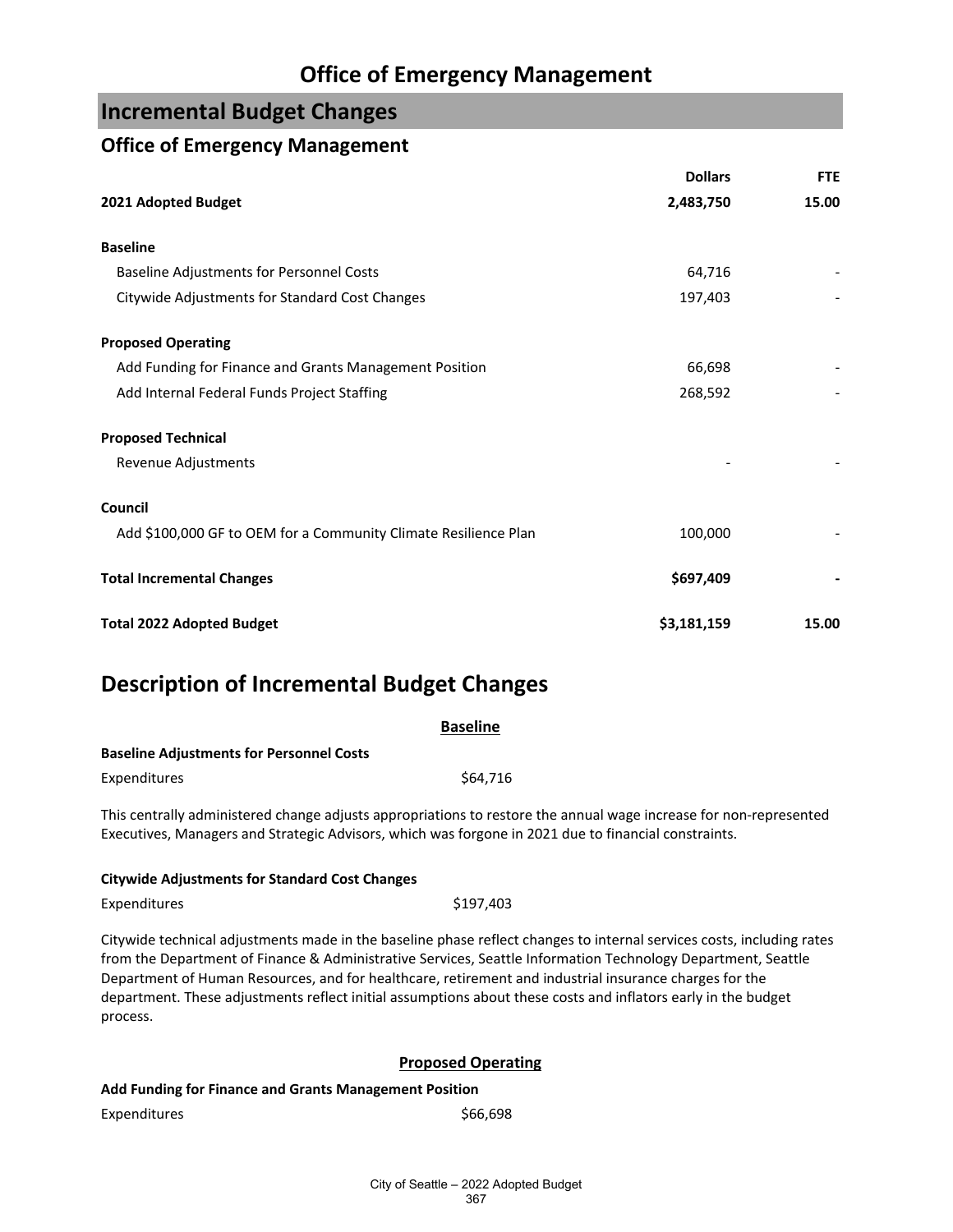# Office of Emergency Management

## Incremental Budget Changes

### Office of Emergency Management

| | Dollars | FTE |
|---|---|---|
| **2021 Adopted Budget** | **2,483,750** | **15.00** |
| **Baseline** | | |
| Baseline Adjustments for Personnel Costs | 64,716 | - |
| Citywide Adjustments for Standard Cost Changes | 197,403 | - |
| **Proposed Operating** | | |
| Add Funding for Finance and Grants Management Position | 66,698 | - |
| Add Internal Federal Funds Project Staffing | 268,592 | - |
| **Proposed Technical** | | |
| Revenue Adjustments | - | - |
| **Council** | | |
| Add $100,000 GF to OEM for a Community Climate Resilience Plan | 100,000 | - |
| **Total Incremental Changes** | **$697,409** | **-** |
| **Total 2022 Adopted Budget** | **$3,181,159** | **15.00** |

## Description of Incremental Budget Changes

### Baseline

**Baseline Adjustments for Personnel Costs**

Expenditures $64,716

This centrally administered change adjusts appropriations to restore the annual wage increase for non-represented Executives, Managers and Strategic Advisors, which was forgone in 2021 due to financial constraints.

**Citywide Adjustments for Standard Cost Changes**

Expenditures $197,403

Citywide technical adjustments made in the baseline phase reflect changes to internal services costs, including rates from the Department of Finance & Administrative Services, Seattle Information Technology Department, Seattle Department of Human Resources, and for healthcare, retirement and industrial insurance charges for the department. These adjustments reflect initial assumptions about these costs and inflators early in the budget process.

### Proposed Operating

**Add Funding for Finance and Grants Management Position**

Expenditures $66,698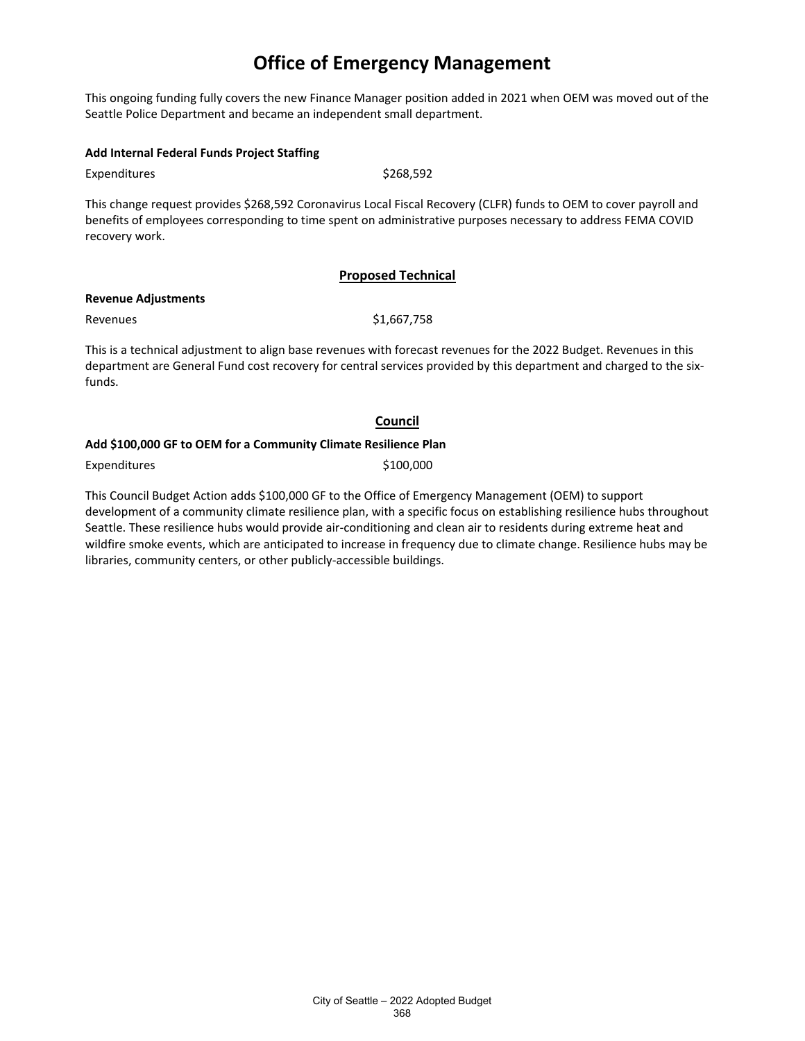# Office of Emergency Management

This ongoing funding fully covers the new Finance Manager position added in 2021 when OEM was moved out of the Seattle Police Department and became an independent small department.

**Add Internal Federal Funds Project Staffing**

Expenditures $268,592

This change request provides $268,592 Coronavirus Local Fiscal Recovery (CLFR) funds to OEM to cover payroll and benefits of employees corresponding to time spent on administrative purposes necessary to address FEMA COVID recovery work.

## Proposed Technical

**Revenue Adjustments**

Revenues $1,667,758

This is a technical adjustment to align base revenues with forecast revenues for the 2022 Budget. Revenues in this department are General Fund cost recovery for central services provided by this department and charged to the six-funds.

## Council

**Add $100,000 GF to OEM for a Community Climate Resilience Plan**

Expenditures $100,000

This Council Budget Action adds $100,000 GF to the Office of Emergency Management (OEM) to support development of a community climate resilience plan, with a specific focus on establishing resilience hubs throughout Seattle. These resilience hubs would provide air-conditioning and clean air to residents during extreme heat and wildfire smoke events, which are anticipated to increase in frequency due to climate change. Resilience hubs may be libraries, community centers, or other publicly-accessible buildings.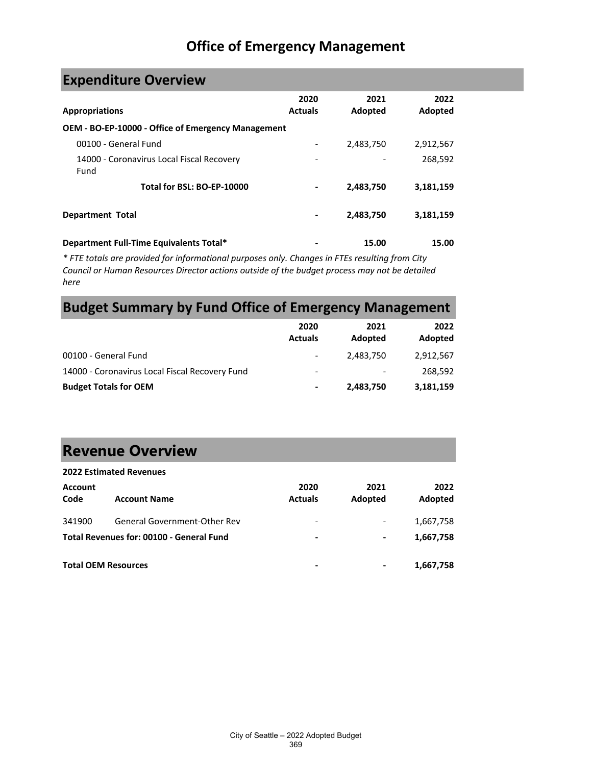# Office of Emergency Management

## Expenditure Overview

| Appropriations | 2020 Actuals | 2021 Adopted | 2022 Adopted |
|---|---|---|---|
| **OEM - BO-EP-10000 - Office of Emergency Management** | | | |
| 00100 - General Fund | - | 2,483,750 | 2,912,567 |
| 14000 - Coronavirus Local Fiscal Recovery Fund | - | - | 268,592 |
| **Total for BSL: BO-EP-10000** | **-** | **2,483,750** | **3,181,159** |
| **Department Total** | **-** | **2,483,750** | **3,181,159** |
| **Department Full-Time Equivalents Total*** | **-** | **15.00** | **15.00** |

*\* FTE totals are provided for informational purposes only. Changes in FTEs resulting from City Council or Human Resources Director actions outside of the budget process may not be detailed here*

## Budget Summary by Fund Office of Emergency Management

| | 2020 Actuals | 2021 Adopted | 2022 Adopted |
|---|---|---|---|
| 00100 - General Fund | - | 2,483,750 | 2,912,567 |
| 14000 - Coronavirus Local Fiscal Recovery Fund | - | - | 268,592 |
| **Budget Totals for OEM** | **-** | **2,483,750** | **3,181,159** |

## Revenue Overview

**2022 Estimated Revenues**

| Account Code | Account Name | 2020 Actuals | 2021 Adopted | 2022 Adopted |
|---|---|---|---|---|
| 341900 | General Government-Other Rev | - | - | 1,667,758 |
| **Total Revenues for: 00100 - General Fund** | | **-** | **-** | **1,667,758** |
| **Total OEM Resources** | | **-** | **-** | **1,667,758** |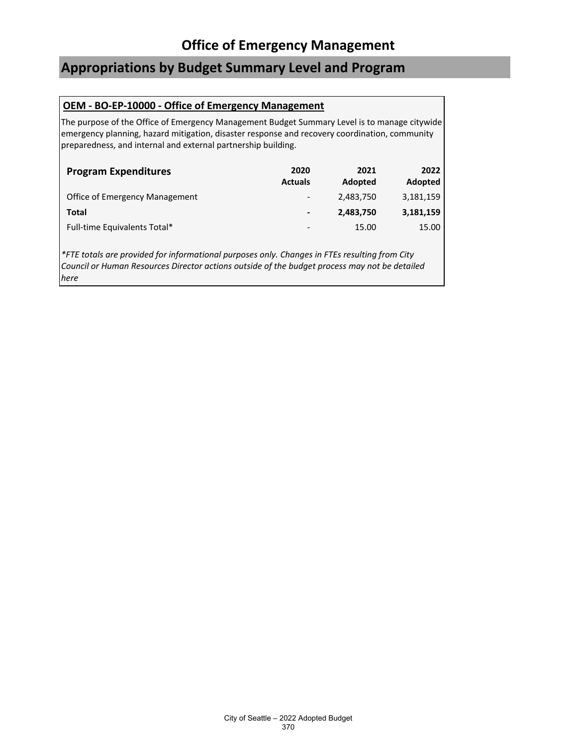# Office of Emergency Management

## Appropriations by Budget Summary Level and Program

### OEM - BO-EP-10000 - Office of Emergency Management

The purpose of the Office of Emergency Management Budget Summary Level is to manage citywide emergency planning, hazard mitigation, disaster response and recovery coordination, community preparedness, and internal and external partnership building.

| Program Expenditures | 2020 Actuals | 2021 Adopted | 2022 Adopted |
|---|---|---|---|
| Office of Emergency Management | - | 2,483,750 | 3,181,159 |
| **Total** | **-** | **2,483,750** | **3,181,159** |
| Full-time Equivalents Total* | - | 15.00 | 15.00 |

*\*FTE totals are provided for informational purposes only. Changes in FTEs resulting from City Council or Human Resources Director actions outside of the budget process may not be detailed here*